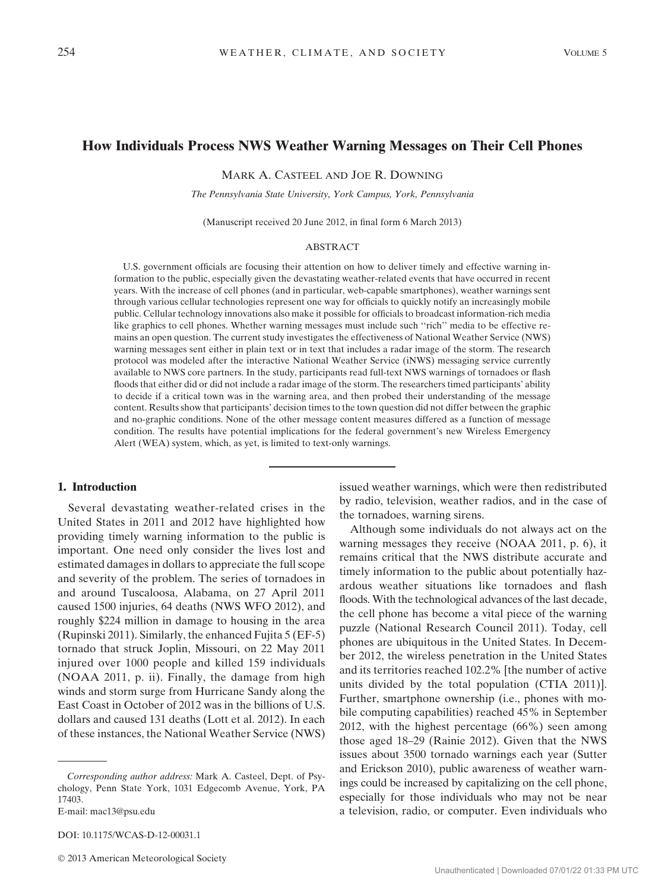# How Individuals Process NWS Weather Warning Messages on Their Cell Phones

MARK A. CASTEEL AND JOE R. DOWNING

*The Pennsylvania State University, York Campus, York, Pennsylvania*

(Manuscript received 20 June 2012, in final form 6 March 2013)

## ABSTRACT

U.S. government officials are focusing their attention on how to deliver timely and effective warning information to the public, especially given the devastating weather-related events that have occurred in recent years. With the increase of cell phones (and in particular, web-capable smartphones), weather warnings sent through various cellular technologies represent one way for officials to quickly notify an increasingly mobile public. Cellular technology innovations also make it possible for officials to broadcast information-rich media like graphics to cell phones. Whether warning messages must include such ''rich'' media to be effective remains an open question. The current study investigates the effectiveness of National Weather Service (NWS) warning messages sent either in plain text or in text that includes a radar image of the storm. The research protocol was modeled after the interactive National Weather Service (iNWS) messaging service currently available to NWS core partners. In the study, participants read full-text NWS warnings of tornadoes or flash floods that either did or did not include a radar image of the storm. The researchers timed participants' ability to decide if a critical town was in the warning area, and then probed their understanding of the message content. Results show that participants' decision times to the town question did not differ between the graphic and no-graphic conditions. None of the other message content measures differed as a function of message condition. The results have potential implications for the federal government's new Wireless Emergency Alert (WEA) system, which, as yet, is limited to text-only warnings.

## 1. Introduction

Several devastating weather-related crises in the United States in 2011 and 2012 have highlighted how providing timely warning information to the public is important. One need only consider the lives lost and estimated damages in dollars to appreciate the full scope and severity of the problem. The series of tornadoes in and around Tuscaloosa, Alabama, on 27 April 2011 caused 1500 injuries, 64 deaths (NWS WFO 2012), and roughly $224 million in damage to housing in the area (Rupinski 2011). Similarly, the enhanced Fujita 5 (EF-5) tornado that struck Joplin, Missouri, on 22 May 2011 injured over 1000 people and killed 159 individuals (NOAA 2011, p. ii). Finally, the damage from high winds and storm surge from Hurricane Sandy along the East Coast in October of 2012 was in the billions of U.S. dollars and caused 131 deaths (Lott et al. 2012). In each of these instances, the National Weather Service (NWS) issued weather warnings, which were then redistributed by radio, television, weather radios, and in the case of the tornadoes, warning sirens.

Although some individuals do not always act on the warning messages they receive (NOAA 2011, p. 6), it remains critical that the NWS distribute accurate and timely information to the public about potentially hazardous weather situations like tornadoes and flash floods. With the technological advances of the last decade, the cell phone has become a vital piece of the warning puzzle (National Research Council 2011). Today, cell phones are ubiquitous in the United States. In December 2012, the wireless penetration in the United States and its territories reached 102.2% [the number of active units divided by the total population (CTIA 2011)]. Further, smartphone ownership (i.e., phones with mobile computing capabilities) reached 45% in September 2012, with the highest percentage (66%) seen among those aged 18–29 (Rainie 2012). Given that the NWS issues about 3500 tornado warnings each year (Sutter and Erickson 2010), public awareness of weather warnings could be increased by capitalizing on the cell phone, especially for those individuals who may not be near a television, radio, or computer. Even individuals who

*Corresponding author address:* Mark A. Casteel, Dept. of Psychology, Penn State York, 1031 Edgecomb Avenue, York, PA 17403.
E-mail: mac13@psu.edu

DOI: 10.1175/WCAS-D-12-00031.1

© 2013 American Meteorological Society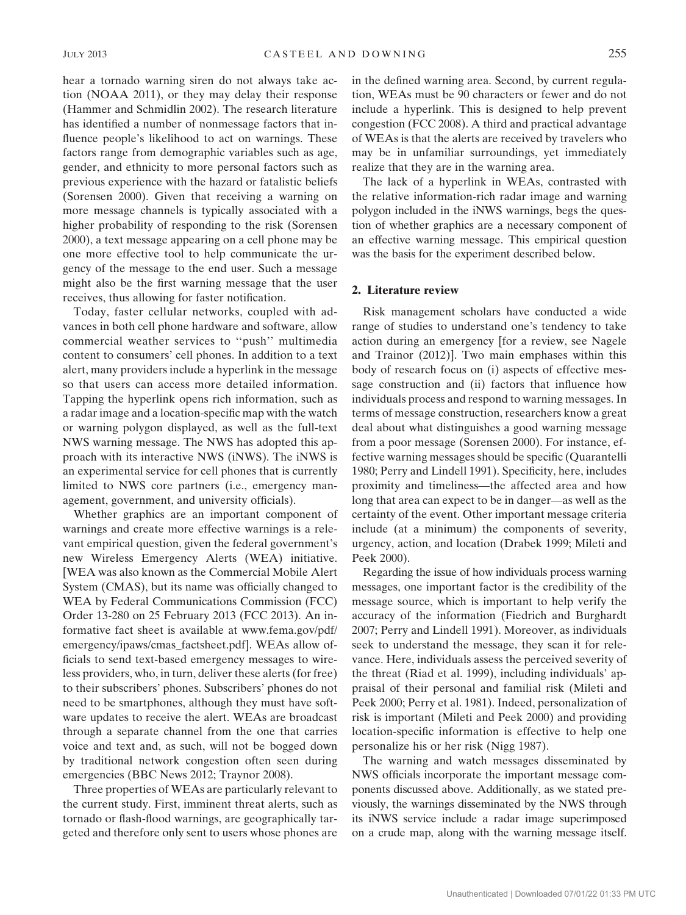hear a tornado warning siren do not always take action (NOAA 2011), or they may delay their response (Hammer and Schmidlin 2002). The research literature has identified a number of nonmessage factors that influence people's likelihood to act on warnings. These factors range from demographic variables such as age, gender, and ethnicity to more personal factors such as previous experience with the hazard or fatalistic beliefs (Sorensen 2000). Given that receiving a warning on more message channels is typically associated with a higher probability of responding to the risk (Sorensen 2000), a text message appearing on a cell phone may be one more effective tool to help communicate the urgency of the message to the end user. Such a message might also be the first warning message that the user receives, thus allowing for faster notification.

Today, faster cellular networks, coupled with advances in both cell phone hardware and software, allow commercial weather services to ''push'' multimedia content to consumers' cell phones. In addition to a text alert, many providers include a hyperlink in the message so that users can access more detailed information. Tapping the hyperlink opens rich information, such as a radar image and a location-specific map with the watch or warning polygon displayed, as well as the full-text NWS warning message. The NWS has adopted this approach with its interactive NWS (iNWS). The iNWS is an experimental service for cell phones that is currently limited to NWS core partners (i.e., emergency management, government, and university officials).

Whether graphics are an important component of warnings and create more effective warnings is a relevant empirical question, given the federal government's new Wireless Emergency Alerts (WEA) initiative. [WEA was also known as the Commercial Mobile Alert System (CMAS), but its name was officially changed to WEA by Federal Communications Commission (FCC) Order 13-280 on 25 February 2013 (FCC 2013). An informative fact sheet is available at www.fema.gov/pdf/emergency/ipaws/cmas_factsheet.pdf]. WEAs allow officials to send text-based emergency messages to wireless providers, who, in turn, deliver these alerts (for free) to their subscribers' phones. Subscribers' phones do not need to be smartphones, although they must have software updates to receive the alert. WEAs are broadcast through a separate channel from the one that carries voice and text and, as such, will not be bogged down by traditional network congestion often seen during emergencies (BBC News 2012; Traynor 2008).

Three properties of WEAs are particularly relevant to the current study. First, imminent threat alerts, such as tornado or flash-flood warnings, are geographically targeted and therefore only sent to users whose phones are in the defined warning area. Second, by current regulation, WEAs must be 90 characters or fewer and do not include a hyperlink. This is designed to help prevent congestion (FCC 2008). A third and practical advantage of WEAs is that the alerts are received by travelers who may be in unfamiliar surroundings, yet immediately realize that they are in the warning area.

The lack of a hyperlink in WEAs, contrasted with the relative information-rich radar image and warning polygon included in the iNWS warnings, begs the question of whether graphics are a necessary component of an effective warning message. This empirical question was the basis for the experiment described below.

## 2. Literature review

Risk management scholars have conducted a wide range of studies to understand one's tendency to take action during an emergency [for a review, see Nagele and Trainor (2012)]. Two main emphases within this body of research focus on (i) aspects of effective message construction and (ii) factors that influence how individuals process and respond to warning messages. In terms of message construction, researchers know a great deal about what distinguishes a good warning message from a poor message (Sorensen 2000). For instance, effective warning messages should be specific (Quarantelli 1980; Perry and Lindell 1991). Specificity, here, includes proximity and timeliness—the affected area and how long that area can expect to be in danger—as well as the certainty of the event. Other important message criteria include (at a minimum) the components of severity, urgency, action, and location (Drabek 1999; Mileti and Peek 2000).

Regarding the issue of how individuals process warning messages, one important factor is the credibility of the message source, which is important to help verify the accuracy of the information (Fiedrich and Burghardt 2007; Perry and Lindell 1991). Moreover, as individuals seek to understand the message, they scan it for relevance. Here, individuals assess the perceived severity of the threat (Riad et al. 1999), including individuals' appraisal of their personal and familial risk (Mileti and Peek 2000; Perry et al. 1981). Indeed, personalization of risk is important (Mileti and Peek 2000) and providing location-specific information is effective to help one personalize his or her risk (Nigg 1987).

The warning and watch messages disseminated by NWS officials incorporate the important message components discussed above. Additionally, as we stated previously, the warnings disseminated by the NWS through its iNWS service include a radar image superimposed on a crude map, along with the warning message itself.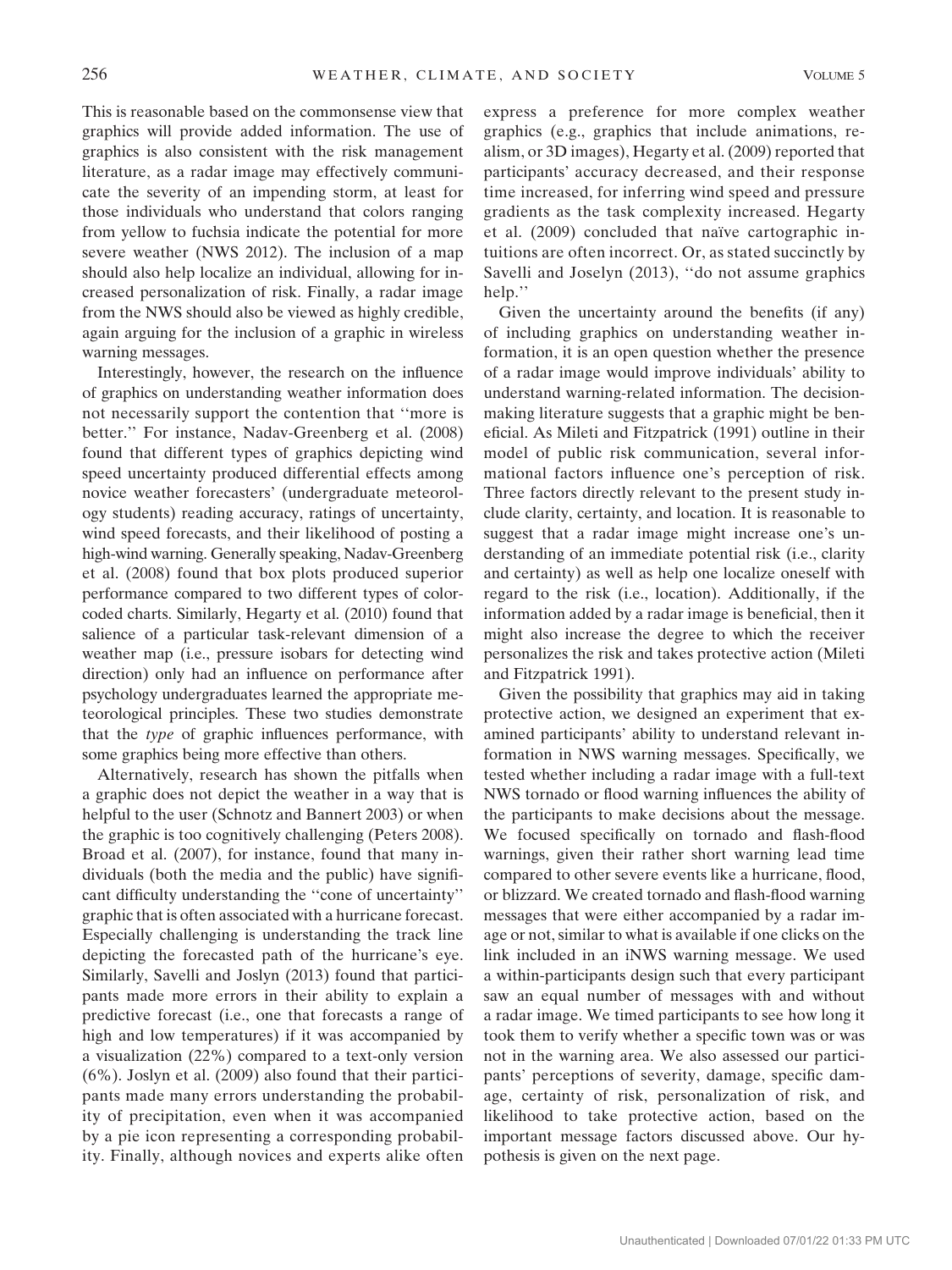This is reasonable based on the commonsense view that graphics will provide added information. The use of graphics is also consistent with the risk management literature, as a radar image may effectively communicate the severity of an impending storm, at least for those individuals who understand that colors ranging from yellow to fuchsia indicate the potential for more severe weather (NWS 2012). The inclusion of a map should also help localize an individual, allowing for increased personalization of risk. Finally, a radar image from the NWS should also be viewed as highly credible, again arguing for the inclusion of a graphic in wireless warning messages.

Interestingly, however, the research on the influence of graphics on understanding weather information does not necessarily support the contention that ''more is better.'' For instance, Nadav-Greenberg et al. (2008) found that different types of graphics depicting wind speed uncertainty produced differential effects among novice weather forecasters' (undergraduate meteorology students) reading accuracy, ratings of uncertainty, wind speed forecasts, and their likelihood of posting a high-wind warning. Generally speaking, Nadav-Greenberg et al. (2008) found that box plots produced superior performance compared to two different types of color-coded charts. Similarly, Hegarty et al. (2010) found that salience of a particular task-relevant dimension of a weather map (i.e., pressure isobars for detecting wind direction) only had an influence on performance after psychology undergraduates learned the appropriate meteorological principles. These two studies demonstrate that the *type* of graphic influences performance, with some graphics being more effective than others.

Alternatively, research has shown the pitfalls when a graphic does not depict the weather in a way that is helpful to the user (Schnotz and Bannert 2003) or when the graphic is too cognitively challenging (Peters 2008). Broad et al. (2007), for instance, found that many individuals (both the media and the public) have significant difficulty understanding the ''cone of uncertainty'' graphic that is often associated with a hurricane forecast. Especially challenging is understanding the track line depicting the forecasted path of the hurricane's eye. Similarly, Savelli and Joslyn (2013) found that participants made more errors in their ability to explain a predictive forecast (i.e., one that forecasts a range of high and low temperatures) if it was accompanied by a visualization (22%) compared to a text-only version (6%). Joslyn et al. (2009) also found that their participants made many errors understanding the probability of precipitation, even when it was accompanied by a pie icon representing a corresponding probability. Finally, although novices and experts alike often express a preference for more complex weather graphics (e.g., graphics that include animations, realism, or 3D images), Hegarty et al. (2009) reported that participants' accuracy decreased, and their response time increased, for inferring wind speed and pressure gradients as the task complexity increased. Hegarty et al. (2009) concluded that naïve cartographic intuitions are often incorrect. Or, as stated succinctly by Savelli and Joselyn (2013), ''do not assume graphics help.''

Given the uncertainty around the benefits (if any) of including graphics on understanding weather information, it is an open question whether the presence of a radar image would improve individuals' ability to understand warning-related information. The decision-making literature suggests that a graphic might be beneficial. As Mileti and Fitzpatrick (1991) outline in their model of public risk communication, several informational factors influence one's perception of risk. Three factors directly relevant to the present study include clarity, certainty, and location. It is reasonable to suggest that a radar image might increase one's understanding of an immediate potential risk (i.e., clarity and certainty) as well as help one localize oneself with regard to the risk (i.e., location). Additionally, if the information added by a radar image is beneficial, then it might also increase the degree to which the receiver personalizes the risk and takes protective action (Mileti and Fitzpatrick 1991).

Given the possibility that graphics may aid in taking protective action, we designed an experiment that examined participants' ability to understand relevant information in NWS warning messages. Specifically, we tested whether including a radar image with a full-text NWS tornado or flood warning influences the ability of the participants to make decisions about the message. We focused specifically on tornado and flash-flood warnings, given their rather short warning lead time compared to other severe events like a hurricane, flood, or blizzard. We created tornado and flash-flood warning messages that were either accompanied by a radar image or not, similar to what is available if one clicks on the link included in an iNWS warning message. We used a within-participants design such that every participant saw an equal number of messages with and without a radar image. We timed participants to see how long it took them to verify whether a specific town was or was not in the warning area. We also assessed our participants' perceptions of severity, damage, specific damage, certainty of risk, personalization of risk, and likelihood to take protective action, based on the important message factors discussed above. Our hypothesis is given on the next page.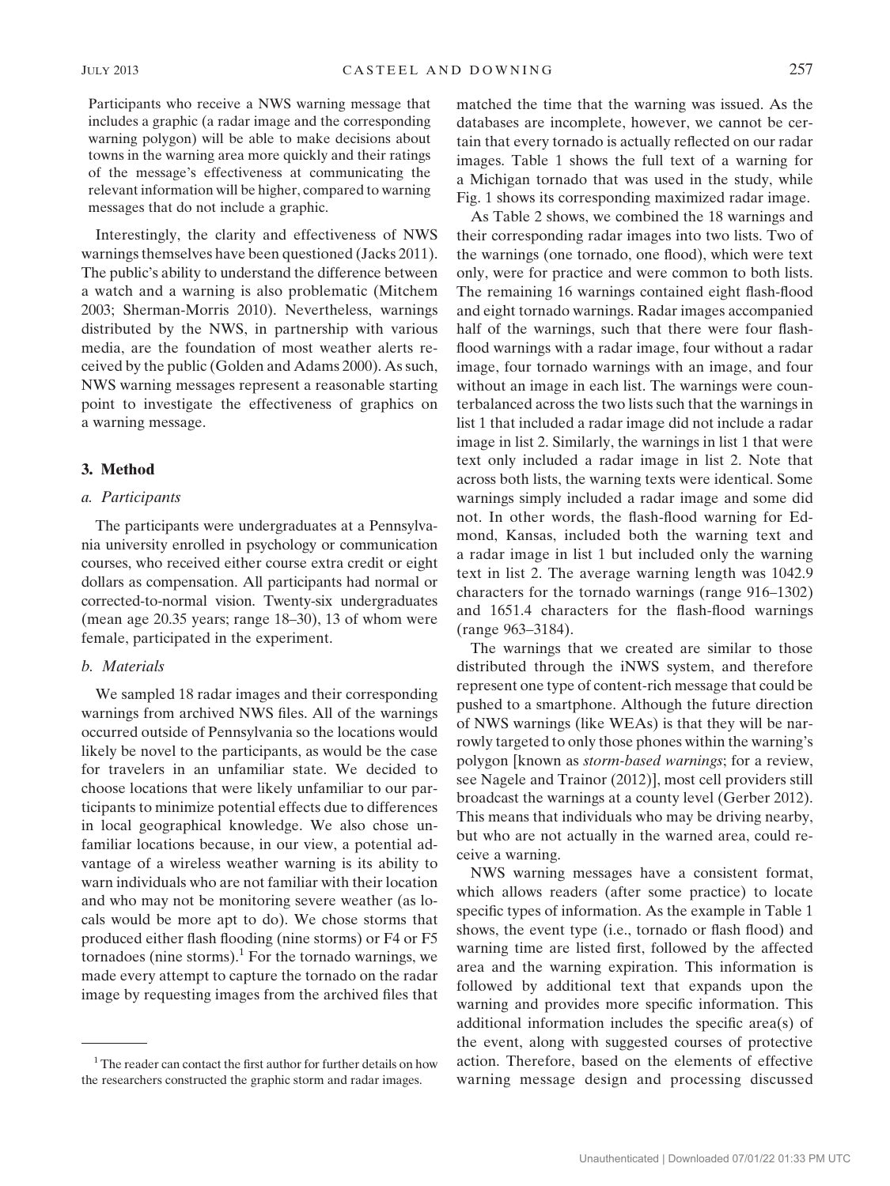Participants who receive a NWS warning message that includes a graphic (a radar image and the corresponding warning polygon) will be able to make decisions about towns in the warning area more quickly and their ratings of the message's effectiveness at communicating the relevant information will be higher, compared to warning messages that do not include a graphic.

Interestingly, the clarity and effectiveness of NWS warnings themselves have been questioned (Jacks 2011). The public's ability to understand the difference between a watch and a warning is also problematic (Mitchem 2003; Sherman-Morris 2010). Nevertheless, warnings distributed by the NWS, in partnership with various media, are the foundation of most weather alerts received by the public (Golden and Adams 2000). As such, NWS warning messages represent a reasonable starting point to investigate the effectiveness of graphics on a warning message.

## 3. Method

### *a. Participants*

The participants were undergraduates at a Pennsylvania university enrolled in psychology or communication courses, who received either course extra credit or eight dollars as compensation. All participants had normal or corrected-to-normal vision. Twenty-six undergraduates (mean age 20.35 years; range 18–30), 13 of whom were female, participated in the experiment.

### *b. Materials*

We sampled 18 radar images and their corresponding warnings from archived NWS files. All of the warnings occurred outside of Pennsylvania so the locations would likely be novel to the participants, as would be the case for travelers in an unfamiliar state. We decided to choose locations that were likely unfamiliar to our participants to minimize potential effects due to differences in local geographical knowledge. We also chose unfamiliar locations because, in our view, a potential advantage of a wireless weather warning is its ability to warn individuals who are not familiar with their location and who may not be monitoring severe weather (as locals would be more apt to do). We chose storms that produced either flash flooding (nine storms) or F4 or F5 tornadoes (nine storms).[1] For the tornado warnings, we made every attempt to capture the tornado on the radar image by requesting images from the archived files that matched the time that the warning was issued. As the databases are incomplete, however, we cannot be certain that every tornado is actually reflected on our radar images. Table 1 shows the full text of a warning for a Michigan tornado that was used in the study, while Fig. 1 shows its corresponding maximized radar image.

As Table 2 shows, we combined the 18 warnings and their corresponding radar images into two lists. Two of the warnings (one tornado, one flood), which were text only, were for practice and were common to both lists. The remaining 16 warnings contained eight flash-flood and eight tornado warnings. Radar images accompanied half of the warnings, such that there were four flash-flood warnings with a radar image, four without a radar image, four tornado warnings with an image, and four without an image in each list. The warnings were counterbalanced across the two lists such that the warnings in list 1 that included a radar image did not include a radar image in list 2. Similarly, the warnings in list 1 that were text only included a radar image in list 2. Note that across both lists, the warning texts were identical. Some warnings simply included a radar image and some did not. In other words, the flash-flood warning for Edmond, Kansas, included both the warning text and a radar image in list 1 but included only the warning text in list 2. The average warning length was 1042.9 characters for the tornado warnings (range 916–1302) and 1651.4 characters for the flash-flood warnings (range 963–3184).

The warnings that we created are similar to those distributed through the iNWS system, and therefore represent one type of content-rich message that could be pushed to a smartphone. Although the future direction of NWS warnings (like WEAs) is that they will be narrowly targeted to only those phones within the warning's polygon [known as *storm-based warnings*; for a review, see Nagele and Trainor (2012)], most cell providers still broadcast the warnings at a county level (Gerber 2012). This means that individuals who may be driving nearby, but who are not actually in the warned area, could receive a warning.

NWS warning messages have a consistent format, which allows readers (after some practice) to locate specific types of information. As the example in Table 1 shows, the event type (i.e., tornado or flash flood) and warning time are listed first, followed by the affected area and the warning expiration. This information is followed by additional text that expands upon the warning and provides more specific information. This additional information includes the specific area(s) of the event, along with suggested courses of protective action. Therefore, based on the elements of effective warning message design and processing discussed

[1] The reader can contact the first author for further details on how the researchers constructed the graphic storm and radar images.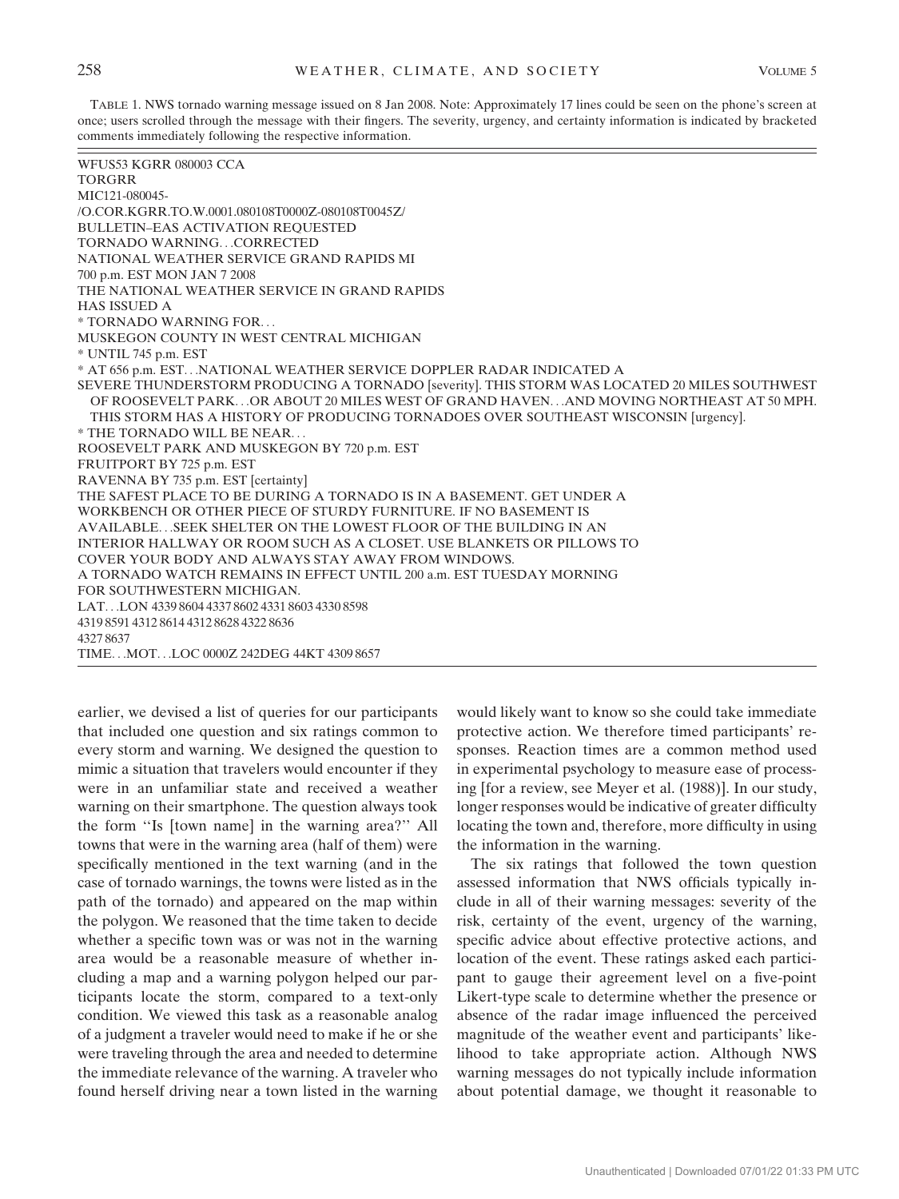TABLE 1. NWS tornado warning message issued on 8 Jan 2008. Note: Approximately 17 lines could be seen on the phone's screen at once; users scrolled through the message with their fingers. The severity, urgency, and certainty information is indicated by bracketed comments immediately following the respective information.

```
WFUS53 KGRR 080003 CCA
TORGRR
MIC121-080045-
/O.COR.KGRR.TO.W.0001.080108T0000Z-080108T0045Z/
BULLETIN–EAS ACTIVATION REQUESTED
TORNADO WARNING...CORRECTED
NATIONAL WEATHER SERVICE GRAND RAPIDS MI
700 p.m. EST MON JAN 7 2008
THE NATIONAL WEATHER SERVICE IN GRAND RAPIDS
HAS ISSUED A
* TORNADO WARNING FOR...
MUSKEGON COUNTY IN WEST CENTRAL MICHIGAN
* UNTIL 745 p.m. EST
* AT 656 p.m. EST...NATIONAL WEATHER SERVICE DOPPLER RADAR INDICATED A
SEVERE THUNDERSTORM PRODUCING A TORNADO [severity]. THIS STORM WAS LOCATED 20 MILES SOUTHWEST
  OF ROOSEVELT PARK...OR ABOUT 20 MILES WEST OF GRAND HAVEN...AND MOVING NORTHEAST AT 50 MPH.
  THIS STORM HAS A HISTORY OF PRODUCING TORNADOES OVER SOUTHEAST WISCONSIN [urgency].
* THE TORNADO WILL BE NEAR...
ROOSEVELT PARK AND MUSKEGON BY 720 p.m. EST
FRUITPORT BY 725 p.m. EST
RAVENNA BY 735 p.m. EST [certainty]
THE SAFEST PLACE TO BE DURING A TORNADO IS IN A BASEMENT. GET UNDER A
WORKBENCH OR OTHER PIECE OF STURDY FURNITURE. IF NO BASEMENT IS
AVAILABLE...SEEK SHELTER ON THE LOWEST FLOOR OF THE BUILDING IN AN
INTERIOR HALLWAY OR ROOM SUCH AS A CLOSET. USE BLANKETS OR PILLOWS TO
COVER YOUR BODY AND ALWAYS STAY AWAY FROM WINDOWS.
A TORNADO WATCH REMAINS IN EFFECT UNTIL 200 a.m. EST TUESDAY MORNING
FOR SOUTHWESTERN MICHIGAN.
LAT...LON 4339 8604 4337 8602 4331 8603 4330 8598
4319 8591 4312 8614 4312 8628 4322 8636
4327 8637
TIME...MOT...LOC 0000Z 242DEG 44KT 4309 8657
```

earlier, we devised a list of queries for our participants that included one question and six ratings common to every storm and warning. We designed the question to mimic a situation that travelers would encounter if they were in an unfamiliar state and received a weather warning on their smartphone. The question always took the form "Is [town name] in the warning area?" All towns that were in the warning area (half of them) were specifically mentioned in the text warning (and in the case of tornado warnings, the towns were listed as in the path of the tornado) and appeared on the map within the polygon. We reasoned that the time taken to decide whether a specific town was or was not in the warning area would be a reasonable measure of whether including a map and a warning polygon helped our participants locate the storm, compared to a text-only condition. We viewed this task as a reasonable analog of a judgment a traveler would need to make if he or she were traveling through the area and needed to determine the immediate relevance of the warning. A traveler who found herself driving near a town listed in the warning would likely want to know so she could take immediate protective action. We therefore timed participants' responses. Reaction times are a common method used in experimental psychology to measure ease of processing [for a review, see Meyer et al. (1988)]. In our study, longer responses would be indicative of greater difficulty locating the town and, therefore, more difficulty in using the information in the warning.

The six ratings that followed the town question assessed information that NWS officials typically include in all of their warning messages: severity of the risk, certainty of the event, urgency of the warning, specific advice about effective protective actions, and location of the event. These ratings asked each participant to gauge their agreement level on a five-point Likert-type scale to determine whether the presence or absence of the radar image influenced the perceived magnitude of the weather event and participants' likelihood to take appropriate action. Although NWS warning messages do not typically include information about potential damage, we thought it reasonable to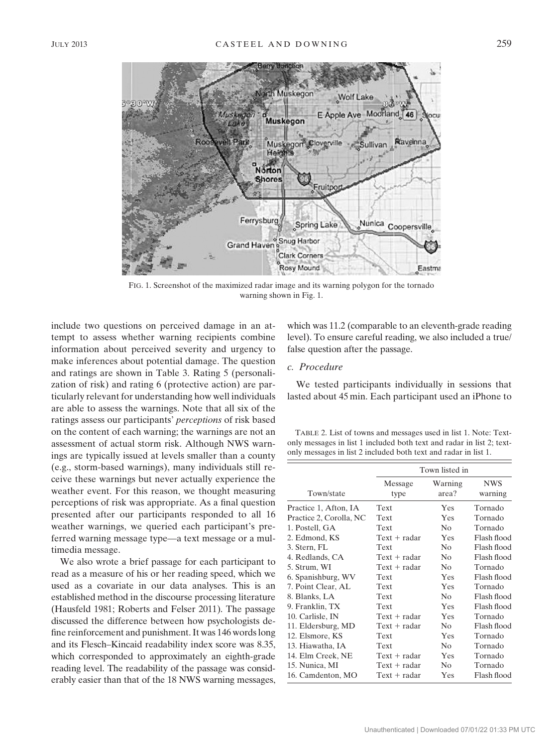FIG. 1. Screenshot of the maximized radar image and its warning polygon for the tornado warning shown in Fig. 1.

include two questions on perceived damage in an attempt to assess whether warning recipients combine information about perceived severity and urgency to make inferences about potential damage. The question and ratings are shown in Table 3. Rating 5 (personalization of risk) and rating 6 (protective action) are particularly relevant for understanding how well individuals are able to assess the warnings. Note that all six of the ratings assess our participants' *perceptions* of risk based on the content of each warning; the warnings are not an assessment of actual storm risk. Although NWS warnings are typically issued at levels smaller than a county (e.g., storm-based warnings), many individuals still receive these warnings but never actually experience the weather event. For this reason, we thought measuring perceptions of risk was appropriate. As a final question presented after our participants responded to all 16 weather warnings, we queried each participant's preferred warning message type—a text message or a multimedia message.

We also wrote a brief passage for each participant to read as a measure of his or her reading speed, which we used as a covariate in our data analyses. This is an established method in the discourse processing literature (Hausfeld 1981; Roberts and Felser 2011). The passage discussed the difference between how psychologists define reinforcement and punishment. It was 146 words long and its Flesch–Kincaid readability index score was 8.35, which corresponded to approximately an eighth-grade reading level. The readability of the passage was considerably easier than that of the 18 NWS warning messages, which was 11.2 (comparable to an eleventh-grade reading level). To ensure careful reading, we also included a true/false question after the passage.

### c. Procedure

We tested participants individually in sessions that lasted about 45 min. Each participant used an iPhone to

TABLE 2. List of towns and messages used in list 1. Note: Text-only messages in list 1 included both text and radar in list 2; text-only messages in list 2 included both text and radar in list 1.

| | Town listed in | | |
|---|---|---|---|
| Town/state | Message type | Warning area? | NWS warning |
| Practice 1, Afton, IA | Text | Yes | Tornado |
| Practice 2, Corolla, NC | Text | Yes | Tornado |
| 1. Postell, GA | Text | No | Tornado |
| 2. Edmond, KS | Text + radar | Yes | Flash flood |
| 3. Stern, FL | Text | No | Flash flood |
| 4. Redlands, CA | Text + radar | No | Flash flood |
| 5. Strum, WI | Text + radar | No | Tornado |
| 6. Spanishburg, WV | Text | Yes | Flash flood |
| 7. Point Clear, AL | Text | Yes | Tornado |
| 8. Blanks, LA | Text | No | Flash flood |
| 9. Franklin, TX | Text | Yes | Flash flood |
| 10. Carlisle, IN | Text + radar | Yes | Tornado |
| 11. Eldersburg, MD | Text + radar | No | Flash flood |
| 12. Elsmore, KS | Text | Yes | Tornado |
| 13. Hiawatha, IA | Text | No | Tornado |
| 14. Elm Creek, NE | Text + radar | Yes | Tornado |
| 15. Nunica, MI | Text + radar | No | Tornado |
| 16. Camdenton, MO | Text + radar | Yes | Flash flood |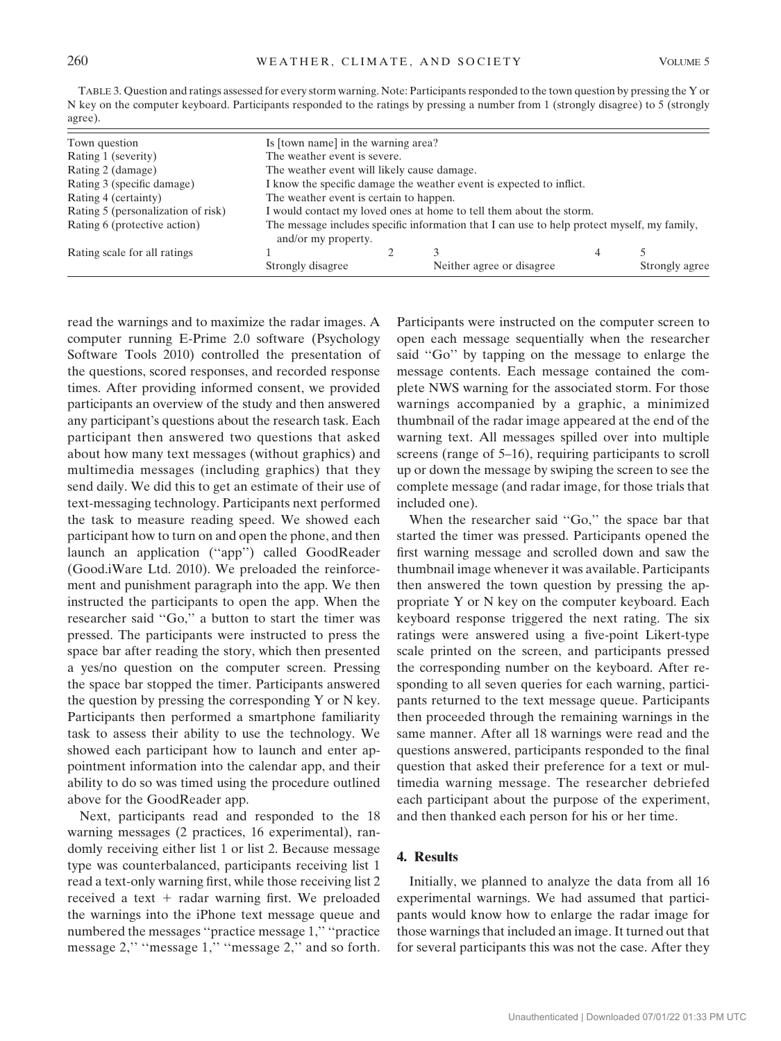TABLE 3. Question and ratings assessed for every storm warning. Note: Participants responded to the town question by pressing the Y or N key on the computer keyboard. Participants responded to the ratings by pressing a number from 1 (strongly disagree) to 5 (strongly agree).

| | | | | | |
|---|---|---|---|---|---|
| Town question | Is [town name] in the warning area? | | | | |
| Rating 1 (severity) | The weather event is severe. | | | | |
| Rating 2 (damage) | The weather event will likely cause damage. | | | | |
| Rating 3 (specific damage) | I know the specific damage the weather event is expected to inflict. | | | | |
| Rating 4 (certainty) | The weather event is certain to happen. | | | | |
| Rating 5 (personalization of risk) | I would contact my loved ones at home to tell them about the storm. | | | | |
| Rating 6 (protective action) | The message includes specific information that I can use to help protect myself, my family, and/or my property. | | | | |
| Rating scale for all ratings | 1 Strongly disagree | 2 | 3 Neither agree or disagree | 4 | 5 Strongly agree |

read the warnings and to maximize the radar images. A computer running E-Prime 2.0 software (Psychology Software Tools 2010) controlled the presentation of the questions, scored responses, and recorded response times. After providing informed consent, we provided participants an overview of the study and then answered any participant's questions about the research task. Each participant then answered two questions that asked about how many text messages (without graphics) and multimedia messages (including graphics) that they send daily. We did this to get an estimate of their use of text-messaging technology. Participants next performed the task to measure reading speed. We showed each participant how to turn on and open the phone, and then launch an application ("app") called GoodReader (Good.iWare Ltd. 2010). We preloaded the reinforcement and punishment paragraph into the app. We then instructed the participants to open the app. When the researcher said "Go," a button to start the timer was pressed. The participants were instructed to press the space bar after reading the story, which then presented a yes/no question on the computer screen. Pressing the space bar stopped the timer. Participants answered the question by pressing the corresponding Y or N key. Participants then performed a smartphone familiarity task to assess their ability to use the technology. We showed each participant how to launch and enter appointment information into the calendar app, and their ability to do so was timed using the procedure outlined above for the GoodReader app.

Next, participants read and responded to the 18 warning messages (2 practices, 16 experimental), randomly receiving either list 1 or list 2. Because message type was counterbalanced, participants receiving list 1 read a text-only warning first, while those receiving list 2 received a text + radar warning first. We preloaded the warnings into the iPhone text message queue and numbered the messages "practice message 1," "practice message 2," "message 1," "message 2," and so forth. Participants were instructed on the computer screen to open each message sequentially when the researcher said "Go" by tapping on the message to enlarge the message contents. Each message contained the complete NWS warning for the associated storm. For those warnings accompanied by a graphic, a minimized thumbnail of the radar image appeared at the end of the warning text. All messages spilled over into multiple screens (range of 5–16), requiring participants to scroll up or down the message by swiping the screen to see the complete message (and radar image, for those trials that included one).

When the researcher said "Go," the space bar that started the timer was pressed. Participants opened the first warning message and scrolled down and saw the thumbnail image whenever it was available. Participants then answered the town question by pressing the appropriate Y or N key on the computer keyboard. Each keyboard response triggered the next rating. The six ratings were answered using a five-point Likert-type scale printed on the screen, and participants pressed the corresponding number on the keyboard. After responding to all seven queries for each warning, participants returned to the text message queue. Participants then proceeded through the remaining warnings in the same manner. After all 18 warnings were read and the questions answered, participants responded to the final question that asked their preference for a text or multimedia warning message. The researcher debriefed each participant about the purpose of the experiment, and then thanked each person for his or her time.

## 4. Results

Initially, we planned to analyze the data from all 16 experimental warnings. We had assumed that participants would know how to enlarge the radar image for those warnings that included an image. It turned out that for several participants this was not the case. After they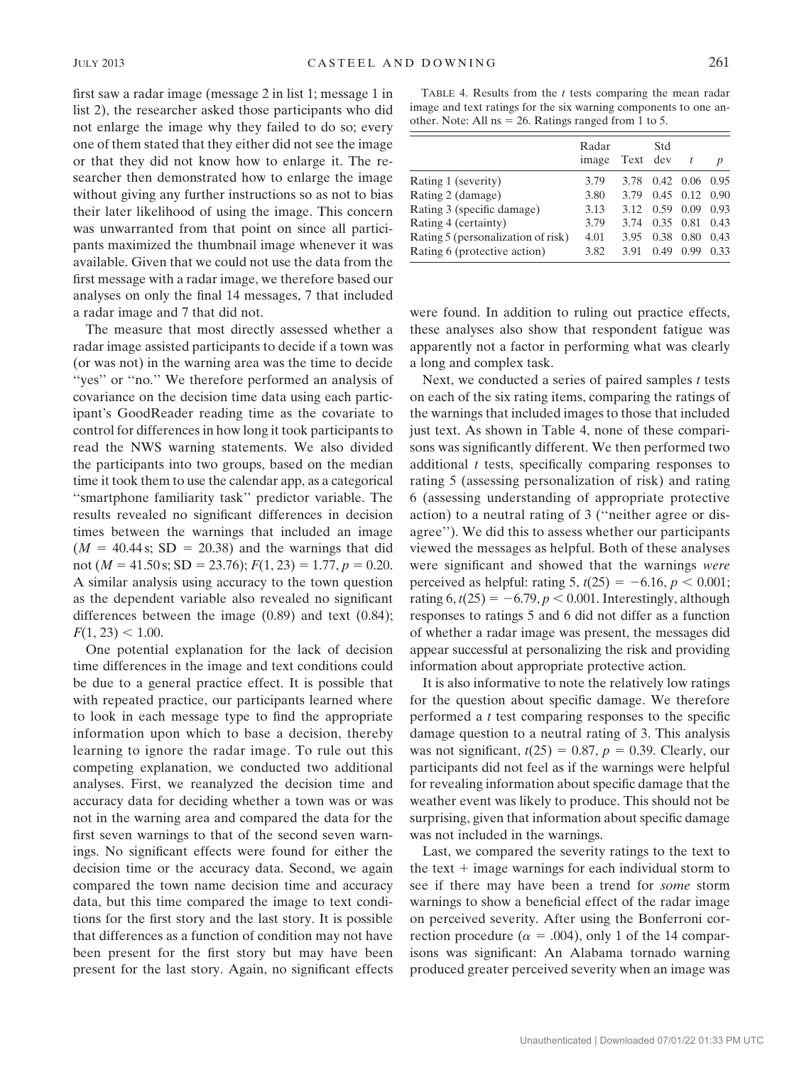first saw a radar image (message 2 in list 1; message 1 in list 2), the researcher asked those participants who did not enlarge the image why they failed to do so; every one of them stated that they either did not see the image or that they did not know how to enlarge it. The researcher then demonstrated how to enlarge the image without giving any further instructions so as not to bias their later likelihood of using the image. This concern was unwarranted from that point on since all participants maximized the thumbnail image whenever it was available. Given that we could not use the data from the first message with a radar image, we therefore based our analyses on only the final 14 messages, 7 that included a radar image and 7 that did not.

The measure that most directly assessed whether a radar image assisted participants to decide if a town was (or was not) in the warning area was the time to decide "yes" or "no." We therefore performed an analysis of covariance on the decision time data using each participant's GoodReader reading time as the covariate to control for differences in how long it took participants to read the NWS warning statements. We also divided the participants into two groups, based on the median time it took them to use the calendar app, as a categorical "smartphone familiarity task" predictor variable. The results revealed no significant differences in decision times between the warnings that included an image ($M$ = 40.44 s; SD = 20.38) and the warnings that did not ($M$ = 41.50 s; SD = 23.76); $F(1, 23) = 1.77$, $p = 0.20$. A similar analysis using accuracy to the town question as the dependent variable also revealed no significant differences between the image (0.89) and text (0.84); $F(1, 23) < 1.00$.

One potential explanation for the lack of decision time differences in the image and text conditions could be due to a general practice effect. It is possible that with repeated practice, our participants learned where to look in each message type to find the appropriate information upon which to base a decision, thereby learning to ignore the radar image. To rule out this competing explanation, we conducted two additional analyses. First, we reanalyzed the decision time and accuracy data for deciding whether a town was or was not in the warning area and compared the data for the first seven warnings to that of the second seven warnings. No significant effects were found for either the decision time or the accuracy data. Second, we again compared the town name decision time and accuracy data, but this time compared the image to text conditions for the first story and the last story. It is possible that differences as a function of condition may not have been present for the first story but may have been present for the last story. Again, no significant effects were found. In addition to ruling out practice effects, these analyses also show that respondent fatigue was apparently not a factor in performing what was clearly a long and complex task.

Next, we conducted a series of paired samples $t$ tests on each of the six rating items, comparing the ratings of the warnings that included images to those that included just text. As shown in Table 4, none of these comparisons was significantly different. We then performed two additional $t$ tests, specifically comparing responses to rating 5 (assessing personalization of risk) and rating 6 (assessing understanding of appropriate protective action) to a neutral rating of 3 ("neither agree or disagree"). We did this to assess whether our participants viewed the messages as helpful. Both of these analyses were significant and showed that the warnings *were* perceived as helpful: rating 5, $t(25) = -6.16$, $p < 0.001$; rating 6, $t(25) = -6.79$, $p < 0.001$. Interestingly, although responses to ratings 5 and 6 did not differ as a function of whether a radar image was present, the messages did appear successful at personalizing the risk and providing information about appropriate protective action.

TABLE 4. Results from the $t$ tests comparing the mean radar image and text ratings for the six warning components to one another. Note: All ns = 26. Ratings ranged from 1 to 5.

| | Radar image | Text | Std dev | $t$ | $p$ |
|---|---|---|---|---|---|
| Rating 1 (severity) | 3.79 | 3.78 | 0.42 | 0.06 | 0.95 |
| Rating 2 (damage) | 3.80 | 3.79 | 0.45 | 0.12 | 0.90 |
| Rating 3 (specific damage) | 3.13 | 3.12 | 0.59 | 0.09 | 0.93 |
| Rating 4 (certainty) | 3.79 | 3.74 | 0.35 | 0.81 | 0.43 |
| Rating 5 (personalization of risk) | 4.01 | 3.95 | 0.38 | 0.80 | 0.43 |
| Rating 6 (protective action) | 3.82 | 3.91 | 0.49 | 0.99 | 0.33 |

It is also informative to note the relatively low ratings for the question about specific damage. We therefore performed a $t$ test comparing responses to the specific damage question to a neutral rating of 3. This analysis was not significant, $t(25) = 0.87$, $p = 0.39$. Clearly, our participants did not feel as if the warnings were helpful for revealing information about specific damage that the weather event was likely to produce. This should not be surprising, given that information about specific damage was not included in the warnings.

Last, we compared the severity ratings to the text to the text + image warnings for each individual storm to see if there may have been a trend for *some* storm warnings to show a beneficial effect of the radar image on perceived severity. After using the Bonferroni correction procedure ($\alpha = .004$), only 1 of the 14 comparisons was significant: An Alabama tornado warning produced greater perceived severity when an image was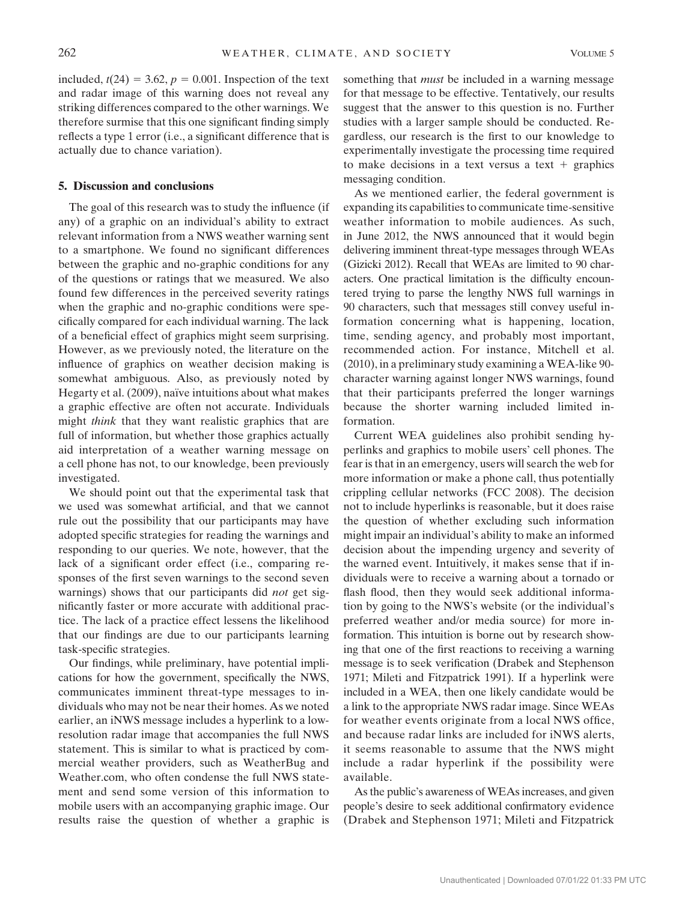included, $t(24) = 3.62$, $p = 0.001$. Inspection of the text and radar image of this warning does not reveal any striking differences compared to the other warnings. We therefore surmise that this one significant finding simply reflects a type 1 error (i.e., a significant difference that is actually due to chance variation).

## 5. Discussion and conclusions

The goal of this research was to study the influence (if any) of a graphic on an individual's ability to extract relevant information from a NWS weather warning sent to a smartphone. We found no significant differences between the graphic and no-graphic conditions for any of the questions or ratings that we measured. We also found few differences in the perceived severity ratings when the graphic and no-graphic conditions were specifically compared for each individual warning. The lack of a beneficial effect of graphics might seem surprising. However, as we previously noted, the literature on the influence of graphics on weather decision making is somewhat ambiguous. Also, as previously noted by Hegarty et al. (2009), naïve intuitions about what makes a graphic effective are often not accurate. Individuals might *think* that they want realistic graphics that are full of information, but whether those graphics actually aid interpretation of a weather warning message on a cell phone has not, to our knowledge, been previously investigated.

We should point out that the experimental task that we used was somewhat artificial, and that we cannot rule out the possibility that our participants may have adopted specific strategies for reading the warnings and responding to our queries. We note, however, that the lack of a significant order effect (i.e., comparing responses of the first seven warnings to the second seven warnings) shows that our participants did *not* get significantly faster or more accurate with additional practice. The lack of a practice effect lessens the likelihood that our findings are due to our participants learning task-specific strategies.

Our findings, while preliminary, have potential implications for how the government, specifically the NWS, communicates imminent threat-type messages to individuals who may not be near their homes. As we noted earlier, an iNWS message includes a hyperlink to a low-resolution radar image that accompanies the full NWS statement. This is similar to what is practiced by commercial weather providers, such as WeatherBug and Weather.com, who often condense the full NWS statement and send some version of this information to mobile users with an accompanying graphic image. Our results raise the question of whether a graphic is something that *must* be included in a warning message for that message to be effective. Tentatively, our results suggest that the answer to this question is no. Further studies with a larger sample should be conducted. Regardless, our research is the first to our knowledge to experimentally investigate the processing time required to make decisions in a text versus a text + graphics messaging condition.

As we mentioned earlier, the federal government is expanding its capabilities to communicate time-sensitive weather information to mobile audiences. As such, in June 2012, the NWS announced that it would begin delivering imminent threat-type messages through WEAs (Gizicki 2012). Recall that WEAs are limited to 90 characters. One practical limitation is the difficulty encountered trying to parse the lengthy NWS full warnings in 90 characters, such that messages still convey useful information concerning what is happening, location, time, sending agency, and probably most important, recommended action. For instance, Mitchell et al. (2010), in a preliminary study examining a WEA-like 90-character warning against longer NWS warnings, found that their participants preferred the longer warnings because the shorter warning included limited information.

Current WEA guidelines also prohibit sending hyperlinks and graphics to mobile users' cell phones. The fear is that in an emergency, users will search the web for more information or make a phone call, thus potentially crippling cellular networks (FCC 2008). The decision not to include hyperlinks is reasonable, but it does raise the question of whether excluding such information might impair an individual's ability to make an informed decision about the impending urgency and severity of the warned event. Intuitively, it makes sense that if individuals were to receive a warning about a tornado or flash flood, then they would seek additional information by going to the NWS's website (or the individual's preferred weather and/or media source) for more information. This intuition is borne out by research showing that one of the first reactions to receiving a warning message is to seek verification (Drabek and Stephenson 1971; Mileti and Fitzpatrick 1991). If a hyperlink were included in a WEA, then one likely candidate would be a link to the appropriate NWS radar image. Since WEAs for weather events originate from a local NWS office, and because radar links are included for iNWS alerts, it seems reasonable to assume that the NWS might include a radar hyperlink if the possibility were available.

As the public's awareness of WEAs increases, and given people's desire to seek additional confirmatory evidence (Drabek and Stephenson 1971; Mileti and Fitzpatrick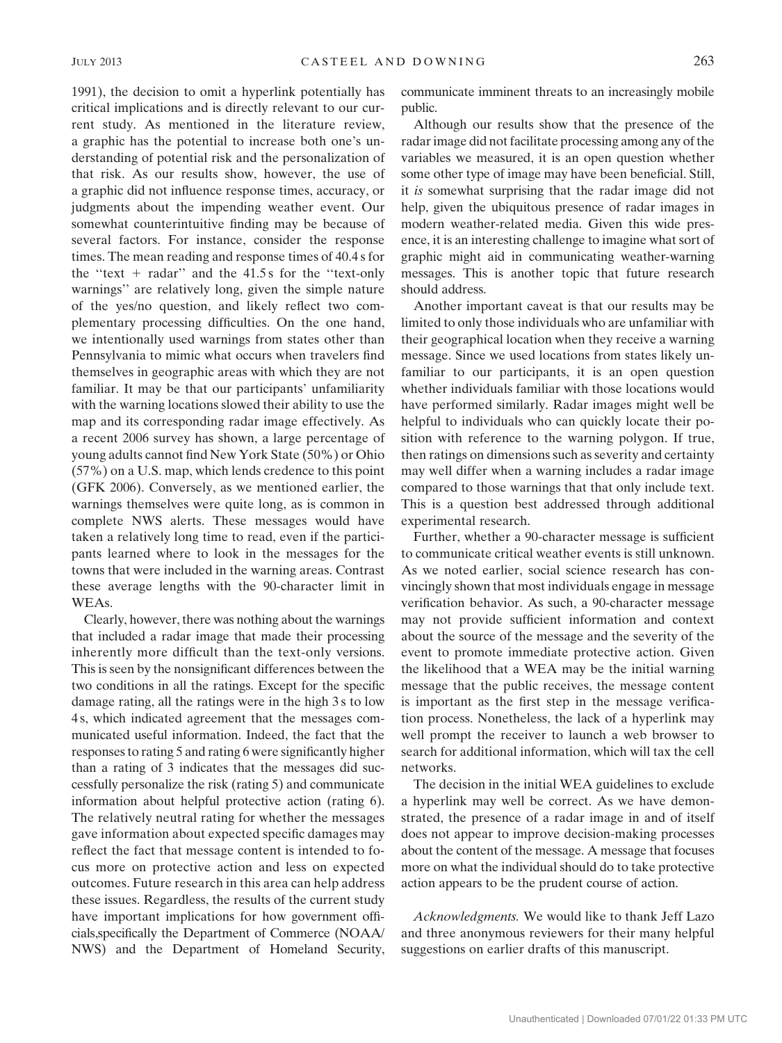1991), the decision to omit a hyperlink potentially has critical implications and is directly relevant to our current study. As mentioned in the literature review, a graphic has the potential to increase both one's understanding of potential risk and the personalization of that risk. As our results show, however, the use of a graphic did not influence response times, accuracy, or judgments about the impending weather event. Our somewhat counterintuitive finding may be because of several factors. For instance, consider the response times. The mean reading and response times of 40.4 s for the "text + radar" and the 41.5 s for the "text-only warnings" are relatively long, given the simple nature of the yes/no question, and likely reflect two complementary processing difficulties. On the one hand, we intentionally used warnings from states other than Pennsylvania to mimic what occurs when travelers find themselves in geographic areas with which they are not familiar. It may be that our participants' unfamiliarity with the warning locations slowed their ability to use the map and its corresponding radar image effectively. As a recent 2006 survey has shown, a large percentage of young adults cannot find New York State (50%) or Ohio (57%) on a U.S. map, which lends credence to this point (GFK 2006). Conversely, as we mentioned earlier, the warnings themselves were quite long, as is common in complete NWS alerts. These messages would have taken a relatively long time to read, even if the participants learned where to look in the messages for the towns that were included in the warning areas. Contrast these average lengths with the 90-character limit in WEAs.

Clearly, however, there was nothing about the warnings that included a radar image that made their processing inherently more difficult than the text-only versions. This is seen by the nonsignificant differences between the two conditions in all the ratings. Except for the specific damage rating, all the ratings were in the high 3 s to low 4 s, which indicated agreement that the messages communicated useful information. Indeed, the fact that the responses to rating 5 and rating 6 were significantly higher than a rating of 3 indicates that the messages did successfully personalize the risk (rating 5) and communicate information about helpful protective action (rating 6). The relatively neutral rating for whether the messages gave information about expected specific damages may reflect the fact that message content is intended to focus more on protective action and less on expected outcomes. Future research in this area can help address these issues. Regardless, the results of the current study have important implications for how government officials,specifically the Department of Commerce (NOAA/NWS) and the Department of Homeland Security, communicate imminent threats to an increasingly mobile public.

Although our results show that the presence of the radar image did not facilitate processing among any of the variables we measured, it is an open question whether some other type of image may have been beneficial. Still, it *is* somewhat surprising that the radar image did not help, given the ubiquitous presence of radar images in modern weather-related media. Given this wide presence, it is an interesting challenge to imagine what sort of graphic might aid in communicating weather-warning messages. This is another topic that future research should address.

Another important caveat is that our results may be limited to only those individuals who are unfamiliar with their geographical location when they receive a warning message. Since we used locations from states likely unfamiliar to our participants, it is an open question whether individuals familiar with those locations would have performed similarly. Radar images might well be helpful to individuals who can quickly locate their position with reference to the warning polygon. If true, then ratings on dimensions such as severity and certainty may well differ when a warning includes a radar image compared to those warnings that that only include text. This is a question best addressed through additional experimental research.

Further, whether a 90-character message is sufficient to communicate critical weather events is still unknown. As we noted earlier, social science research has convincingly shown that most individuals engage in message verification behavior. As such, a 90-character message may not provide sufficient information and context about the source of the message and the severity of the event to promote immediate protective action. Given the likelihood that a WEA may be the initial warning message that the public receives, the message content is important as the first step in the message verification process. Nonetheless, the lack of a hyperlink may well prompt the receiver to launch a web browser to search for additional information, which will tax the cell networks.

The decision in the initial WEA guidelines to exclude a hyperlink may well be correct. As we have demonstrated, the presence of a radar image in and of itself does not appear to improve decision-making processes about the content of the message. A message that focuses more on what the individual should do to take protective action appears to be the prudent course of action.

*Acknowledgments.* We would like to thank Jeff Lazo and three anonymous reviewers for their many helpful suggestions on earlier drafts of this manuscript.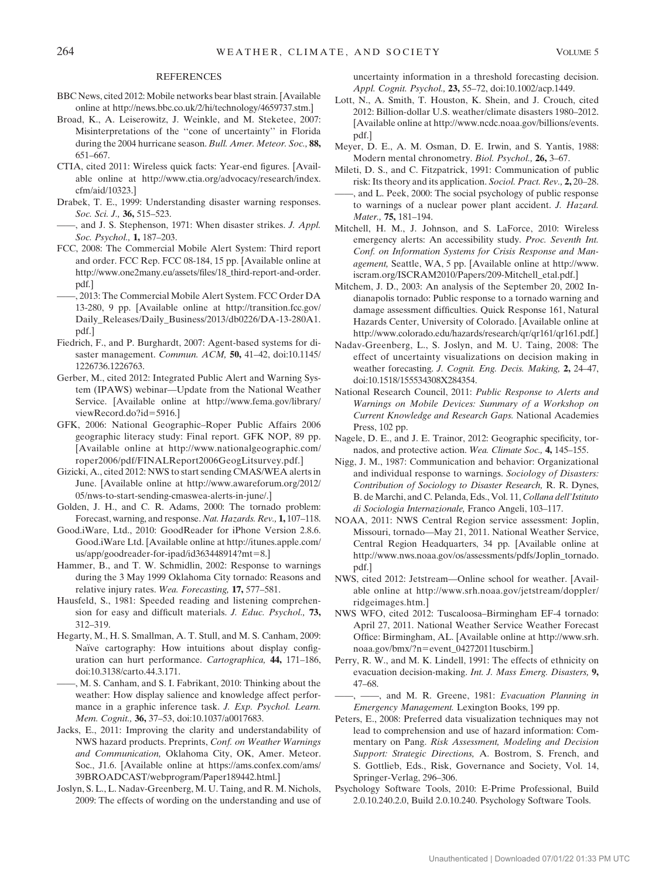## REFERENCES

BBC News, cited 2012: Mobile networks bear blast strain. [Available online at http://news.bbc.co.uk/2/hi/technology/4659737.stm.]

Broad, K., A. Leiserowitz, J. Weinkle, and M. Steketee, 2007: Misinterpretations of the ''cone of uncertainty'' in Florida during the 2004 hurricane season. *Bull. Amer. Meteor. Soc.,* **88,** 651–667.

CTIA, cited 2011: Wireless quick facts: Year-end figures. [Available online at http://www.ctia.org/advocacy/research/index.cfm/aid/10323.]

Drabek, T. E., 1999: Understanding disaster warning responses. *Soc. Sci. J.,* **36,** 515–523.

——, and J. S. Stephenson, 1971: When disaster strikes. *J. Appl. Soc. Psychol.,* **1,** 187–203.

FCC, 2008: The Commercial Mobile Alert System: Third report and order. FCC Rep. FCC 08-184, 15 pp. [Available online at http://www.one2many.eu/assets/files/18_third-report-and-order.pdf.]

——, 2013: The Commercial Mobile Alert System. FCC Order DA 13-280, 9 pp. [Available online at http://transition.fcc.gov/Daily_Releases/Daily_Business/2013/db0226/DA-13-280A1.pdf.]

Fiedrich, F., and P. Burghardt, 2007: Agent-based systems for disaster management. *Commun. ACM,* **50,** 41–42, doi:10.1145/1226736.1226763.

Gerber, M., cited 2012: Integrated Public Alert and Warning System (IPAWS) webinar—Update from the National Weather Service. [Available online at http://www.fema.gov/library/viewRecord.do?id=5916.]

GFK, 2006: National Geographic–Roper Public Affairs 2006 geographic literacy study: Final report. GFK NOP, 89 pp. [Available online at http://www.nationalgeographic.com/roper2006/pdf/FINALReport2006GeogLitsurvey.pdf.]

Gizicki, A., cited 2012: NWS to start sending CMAS/WEA alerts in June. [Available online at http://www.awareforum.org/2012/05/nws-to-start-sending-cmaswea-alerts-in-june/.]

Golden, J. H., and C. R. Adams, 2000: The tornado problem: Forecast, warning, and response. *Nat. Hazards. Rev.,* **1,** 107–118.

Good.iWare, Ltd., 2010: GoodReader for iPhone Version 2.8.6. Good.iWare Ltd. [Available online at http://itunes.apple.com/us/app/goodreader-for-ipad/id363448914?mt=8.]

Hammer, B., and T. W. Schmidlin, 2002: Response to warnings during the 3 May 1999 Oklahoma City tornado: Reasons and relative injury rates. *Wea. Forecasting,* **17,** 577–581.

Hausfeld, S., 1981: Speeded reading and listening comprehension for easy and difficult materials. *J. Educ. Psychol.,* **73,** 312–319.

Hegarty, M., H. S. Smallman, A. T. Stull, and M. S. Canham, 2009: Naïve cartography: How intuitions about display configuration can hurt performance. *Cartographica,* **44,** 171–186, doi:10.3138/carto.44.3.171.

——, M. S. Canham, and S. I. Fabrikant, 2010: Thinking about the weather: How display salience and knowledge affect performance in a graphic inference task. *J. Exp. Psychol. Learn. Mem. Cognit.,* **36,** 37–53, doi:10.1037/a0017683.

Jacks, E., 2011: Improving the clarity and understandability of NWS hazard products. Preprints, *Conf. on Weather Warnings and Communication,* Oklahoma City, OK, Amer. Meteor. Soc., J1.6. [Available online at https://ams.confex.com/ams/39BROADCAST/webprogram/Paper189442.html.]

Joslyn, S. L., L. Nadav-Greenberg, M. U. Taing, and R. M. Nichols, 2009: The effects of wording on the understanding and use of uncertainty information in a threshold forecasting decision. *Appl. Cognit. Psychol.,* **23,** 55–72, doi:10.1002/acp.1449.

Lott, N., A. Smith, T. Houston, K. Shein, and J. Crouch, cited 2012: Billion-dollar U.S. weather/climate disasters 1980–2012. [Available online at http://www.ncdc.noaa.gov/billions/events.pdf.]

Meyer, D. E., A. M. Osman, D. E. Irwin, and S. Yantis, 1988: Modern mental chronometry. *Biol. Psychol.,* **26,** 3–67.

Mileti, D. S., and C. Fitzpatrick, 1991: Communication of public risk: Its theory and its application. *Sociol. Pract. Rev.,* **2,** 20–28.

——, and L. Peek, 2000: The social psychology of public response to warnings of a nuclear power plant accident. *J. Hazard. Mater.,* **75,** 181–194.

Mitchell, H. M., J. Johnson, and S. LaForce, 2010: Wireless emergency alerts: An accessibility study. *Proc. Seventh Int. Conf. on Information Systems for Crisis Response and Management,* Seattle, WA, 5 pp. [Available online at http://www.iscram.org/ISCRAM2010/Papers/209-Mitchell_etal.pdf.]

Mitchem, J. D., 2003: An analysis of the September 20, 2002 Indianapolis tornado: Public response to a tornado warning and damage assessment difficulties. Quick Response 161, Natural Hazards Center, University of Colorado. [Available online at http://www.colorado.edu/hazards/research/qr/qr161/qr161.pdf.]

Nadav-Greenberg, L., S. Joslyn, and M. U. Taing, 2008: The effect of uncertainty visualizations on decision making in weather forecasting. *J. Cognit. Eng. Decis. Making,* **2,** 24–47, doi:10.1518/155534308X284354.

National Research Council, 2011: *Public Response to Alerts and Warnings on Mobile Devices: Summary of a Workshop on Current Knowledge and Research Gaps.* National Academies Press, 102 pp.

Nagele, D. E., and J. E. Trainor, 2012: Geographic specificity, tornados, and protective action. *Wea. Climate Soc.,* **4,** 145–155.

Nigg, J. M., 1987: Communication and behavior: Organizational and individual response to warnings. *Sociology of Disasters: Contribution of Sociology to Disaster Research,* R. R. Dynes, B. de Marchi, and C. Pelanda, Eds., Vol. 11, *Collana dell'Istituto di Sociologia Internazionale,* Franco Angeli, 103–117.

NOAA, 2011: NWS Central Region service assessment: Joplin, Missouri, tornado—May 21, 2011. National Weather Service, Central Region Headquarters, 34 pp. [Available online at http://www.nws.noaa.gov/os/assessments/pdfs/Joplin_tornado.pdf.]

NWS, cited 2012: Jetstream—Online school for weather. [Available online at http://www.srh.noaa.gov/jetstream/doppler/ridgeimages.htm.]

NWS WFO, cited 2012: Tuscaloosa–Birmingham EF-4 tornado: April 27, 2011. National Weather Service Weather Forecast Office: Birmingham, AL. [Available online at http://www.srh.noaa.gov/bmx/?n=event_04272011tuscbirm.]

Perry, R. W., and M. K. Lindell, 1991: The effects of ethnicity on evacuation decision-making. *Int. J. Mass Emerg. Disasters,* **9,** 47–68.

——, ——, and M. R. Greene, 1981: *Evacuation Planning in Emergency Management.* Lexington Books, 199 pp.

Peters, E., 2008: Preferred data visualization techniques may not lead to comprehension and use of hazard information: Commentary on Pang. *Risk Assessment, Modeling and Decision Support: Strategic Directions,* A. Bostrom, S. French, and S. Gottlieb, Eds., Risk, Governance and Society, Vol. 14, Springer-Verlag, 296–306.

Psychology Software Tools, 2010: E-Prime Professional, Build 2.0.10.240.2.0, Build 2.0.10.240. Psychology Software Tools.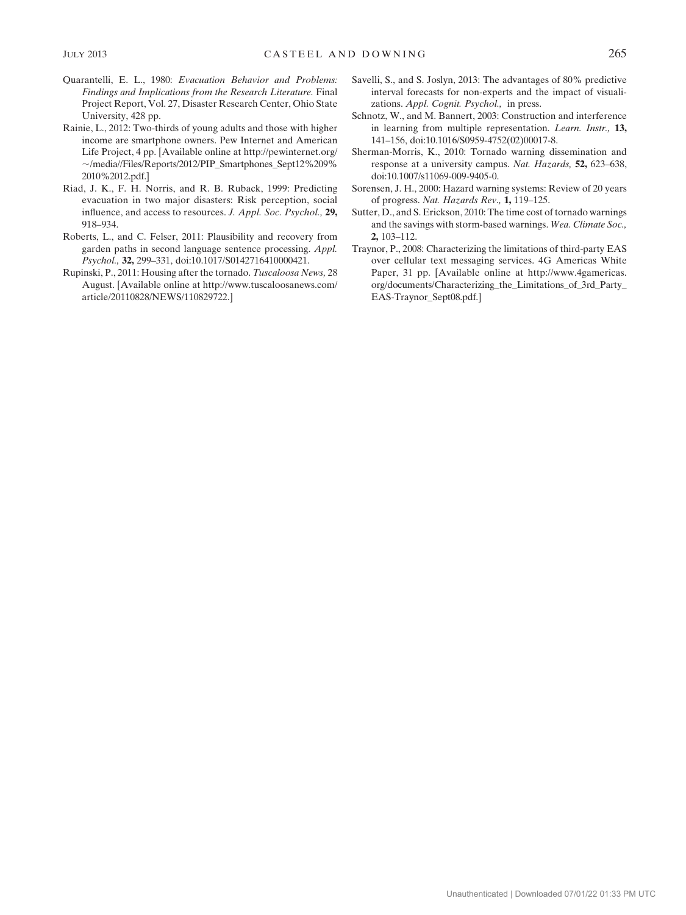Quarantelli, E. L., 1980: *Evacuation Behavior and Problems: Findings and Implications from the Research Literature.* Final Project Report, Vol. 27, Disaster Research Center, Ohio State University, 428 pp.

Rainie, L., 2012: Two-thirds of young adults and those with higher income are smartphone owners. Pew Internet and American Life Project, 4 pp. [Available online at http://pewinternet.org/~/media//Files/Reports/2012/PIP_Smartphones_Sept12%209%2010%2012.pdf.]

Riad, J. K., F. H. Norris, and R. B. Ruback, 1999: Predicting evacuation in two major disasters: Risk perception, social influence, and access to resources. *J. Appl. Soc. Psychol.,* **29,** 918–934.

Roberts, L., and C. Felser, 2011: Plausibility and recovery from garden paths in second language sentence processing. *Appl. Psychol.,* **32,** 299–331, doi:10.1017/S0142716410000421.

Rupinski, P., 2011: Housing after the tornado. *Tuscaloosa News,* 28 August. [Available online at http://www.tuscaloosanews.com/article/20110828/NEWS/110829722.]

Savelli, S., and S. Joslyn, 2013: The advantages of 80% predictive interval forecasts for non-experts and the impact of visualizations. *Appl. Cognit. Psychol.,* in press.

Schnotz, W., and M. Bannert, 2003: Construction and interference in learning from multiple representation. *Learn. Instr.,* **13,** 141–156, doi:10.1016/S0959-4752(02)00017-8.

Sherman-Morris, K., 2010: Tornado warning dissemination and response at a university campus. *Nat. Hazards,* **52,** 623–638, doi:10.1007/s11069-009-9405-0.

Sorensen, J. H., 2000: Hazard warning systems: Review of 20 years of progress. *Nat. Hazards Rev.,* **1,** 119–125.

Sutter, D., and S. Erickson, 2010: The time cost of tornado warnings and the savings with storm-based warnings. *Wea. Climate Soc.,* **2,** 103–112.

Traynor, P., 2008: Characterizing the limitations of third-party EAS over cellular text messaging services. 4G Americas White Paper, 31 pp. [Available online at http://www.4gamericas.org/documents/Characterizing_the_Limitations_of_3rd_Party_EAS-Traynor_Sept08.pdf.]